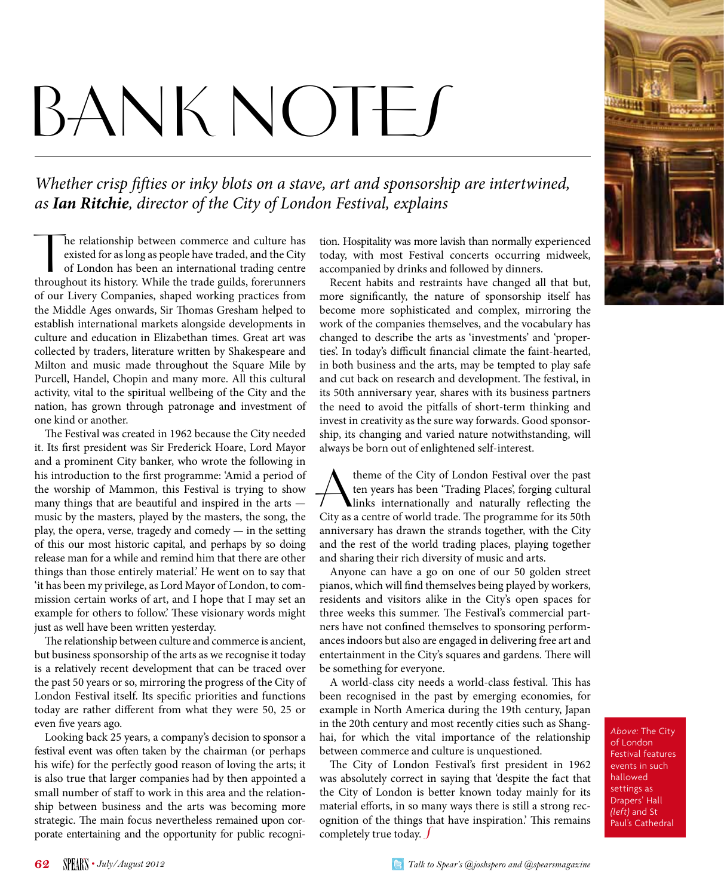# BANK NOTES

*Whether crisp fifties or inky blots on a stave, art and sponsorship are intertwined, as **Ian Ritchie**, director of the City of London Festival, explains*

The relationship between commerce and culture has existed for as long as people have traded, and the City of London has been an international trading centre throughout its history. While the trade guilds, forerunners of our Livery Companies, shaped working practices from the Middle Ages onwards, Sir Thomas Gresham helped to establish international markets alongside developments in culture and education in Elizabethan times. Great art was collected by traders, literature written by Shakespeare and Milton and music made throughout the Square Mile by Purcell, Handel, Chopin and many more. All this cultural activity, vital to the spiritual wellbeing of the City and the nation, has grown through patronage and investment of one kind or another.

The Festival was created in 1962 because the City needed it. Its first president was Sir Frederick Hoare, Lord Mayor and a prominent City banker, who wrote the following in his introduction to the first programme: 'Amid a period of the worship of Mammon, this Festival is trying to show many things that are beautiful and inspired in the arts — music by the masters, played by the masters, the song, the play, the opera, verse, tragedy and comedy — in the setting of this our most historic capital, and perhaps by so doing release man for a while and remind him that there are other things than those entirely material.' He went on to say that 'it has been my privilege, as Lord Mayor of London, to commission certain works of art, and I hope that I may set an example for others to follow.' These visionary words might just as well have been written yesterday.

The relationship between culture and commerce is ancient, but business sponsorship of the arts as we recognise it today is a relatively recent development that can be traced over the past 50 years or so, mirroring the progress of the City of London Festival itself. Its specific priorities and functions today are rather different from what they were 50, 25 or even five years ago.

Looking back 25 years, a company's decision to sponsor a festival event was often taken by the chairman (or perhaps his wife) for the perfectly good reason of loving the arts; it is also true that larger companies had by then appointed a small number of staff to work in this area and the relationship between business and the arts was becoming more strategic. The main focus nevertheless remained upon corporate entertaining and the opportunity for public recognition. Hospitality was more lavish than normally experienced today, with most Festival concerts occurring midweek, accompanied by drinks and followed by dinners.

Recent habits and restraints have changed all that but, more significantly, the nature of sponsorship itself has become more sophisticated and complex, mirroring the work of the companies themselves, and the vocabulary has changed to describe the arts as 'investments' and 'properties'. In today's difficult financial climate the faint-hearted, in both business and the arts, may be tempted to play safe and cut back on research and development. The festival, in its 50th anniversary year, shares with its business partners the need to avoid the pitfalls of short-term thinking and invest in creativity as the sure way forwards. Good sponsorship, its changing and varied nature notwithstanding, will always be born out of enlightened self-interest.

A theme of the City of London Festival over the past ten years has been 'Trading Places', forging cultural links internationally and naturally reflecting the City as a centre of world trade. The programme for its 50th anniversary has drawn the strands together, with the City and the rest of the world trading places, playing together and sharing their rich diversity of music and arts.

Anyone can have a go on one of our 50 golden street pianos, which will find themselves being played by workers, residents and visitors alike in the City's open spaces for three weeks this summer. The Festival's commercial partners have not confined themselves to sponsoring performances indoors but also are engaged in delivering free art and entertainment in the City's squares and gardens. There will be something for everyone.

A world-class city needs a world-class festival. This has been recognised in the past by emerging economies, for example in North America during the 19th century, Japan in the 20th century and most recently cities such as Shanghai, for which the vital importance of the relationship between commerce and culture is unquestioned.

The City of London Festival's first president in 1962 was absolutely correct in saying that 'despite the fact that the City of London is better known today mainly for its material efforts, in so many ways there is still a strong recognition of the things that have inspiration.' This remains completely true today.

*Above:* The City of London Festival features events in such hallowed settings as Drapers' Hall *(left)* and St Paul's Cathedral

Talk to Spear's @joshspero and @spearsmagazine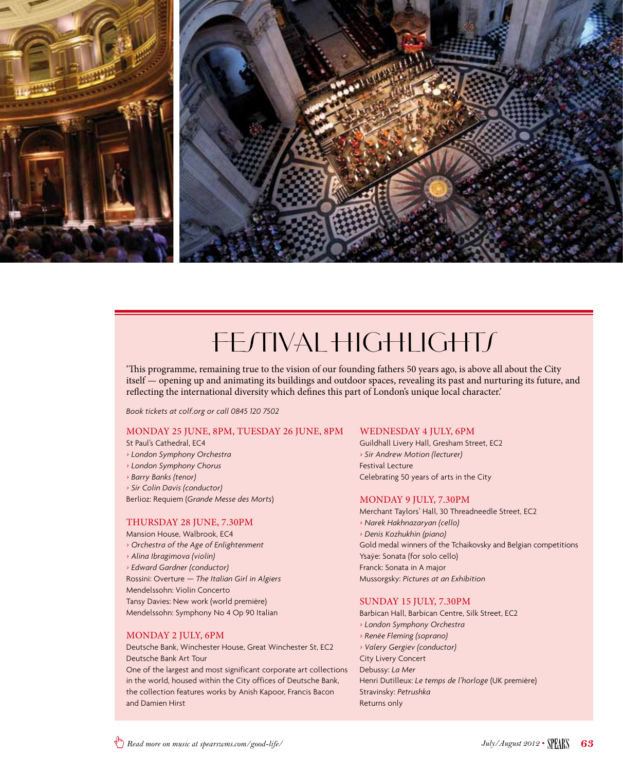# FESTIVAL HIGHLIGHTS

'This programme, remaining true to the vision of our founding fathers 50 years ago, is above all about the City itself — opening up and animating its buildings and outdoor spaces, revealing its past and nurturing its future, and reflecting the international diversity which defines this part of London's unique local character.'

*Book tickets at colf.org or call 0845 120 7502*

### MONDAY 25 JUNE, 8PM, TUESDAY 26 JUNE, 8PM

St Paul's Cathedral, EC4
› *London Symphony Orchestra*
› *London Symphony Chorus*
› *Barry Banks (tenor)*
› *Sir Colin Davis (conductor)*
Berlioz: Requiem (*Grande Messe des Morts*)

### THURSDAY 28 JUNE, 7.30PM

Mansion House, Walbrook, EC4
› *Orchestra of the Age of Enlightenment*
› *Alina Ibragimova (violin)*
› *Edward Gardner (conductor)*
Rossini: Overture — *The Italian Girl in Algiers*
Mendelssohn: Violin Concerto
Tansy Davies: New work (world première)
Mendelssohn: Symphony No 4 Op 90 Italian

### MONDAY 2 JULY, 6PM

Deutsche Bank, Winchester House, Great Winchester St, EC2
Deutsche Bank Art Tour
One of the largest and most significant corporate art collections in the world, housed within the City offices of Deutsche Bank, the collection features works by Anish Kapoor, Francis Bacon and Damien Hirst

### WEDNESDAY 4 JULY, 6PM

Guildhall Livery Hall, Gresham Street, EC2
› *Sir Andrew Motion (lecturer)*
Festival Lecture
Celebrating 50 years of arts in the City

### MONDAY 9 JULY, 7.30PM

Merchant Taylors' Hall, 30 Threadneedle Street, EC2
› *Narek Hakhnazaryan (cello)*
› *Denis Kozhukhin (piano)*
Gold medal winners of the Tchaikovsky and Belgian competitions
Ysaÿe: Sonata (for solo cello)
Franck: Sonata in A major
Mussorgsky: *Pictures at an Exhibition*

### SUNDAY 15 JULY, 7.30PM

Barbican Hall, Barbican Centre, Silk Street, EC2
› *London Symphony Orchestra*
› *Renée Fleming (soprano)*
› *Valery Gergiev (conductor)*
City Livery Concert
Debussy: *La Mer*
Henri Dutilleux: *Le temps de l'horloge* (UK première)
Stravinsky: *Petrushka*
Returns only

*Read more on music at spearswms.com/good-life/*